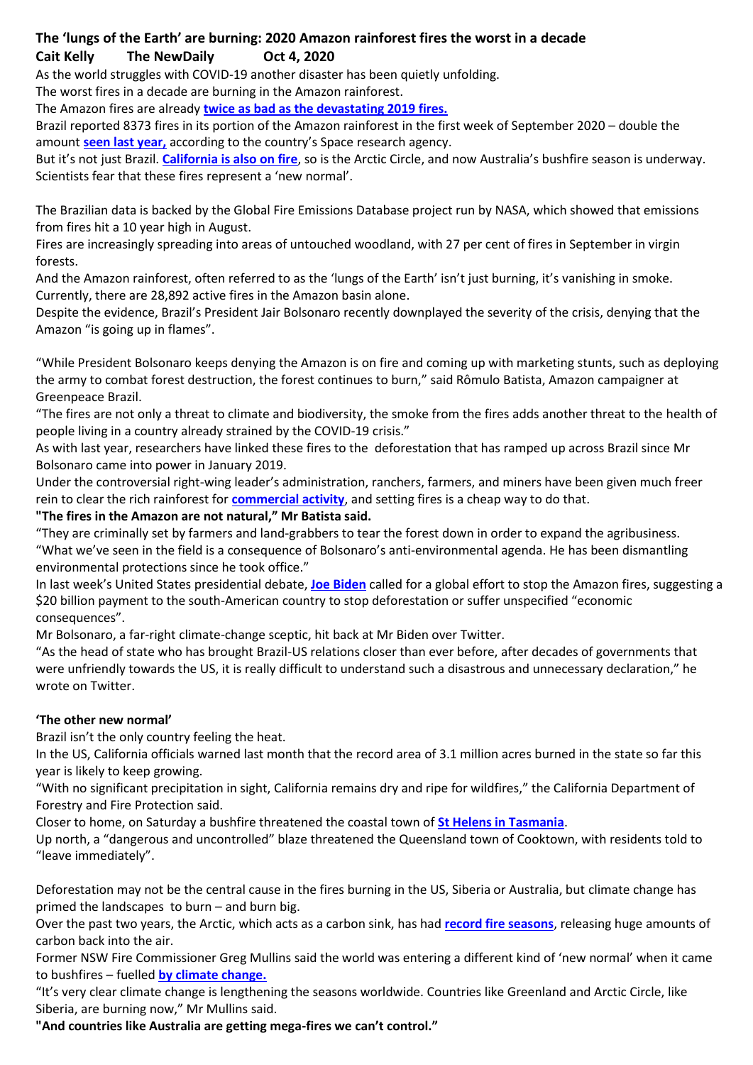# The 'lungs of the Earth' are burning: 2020 Amazon rainforest fires the worst in a decade

**Cait Kelly The NewDaily Oct 4, 2020**

As the world struggles with COVID-19 another disaster has been quietly unfolding.

The worst fires in a decade are burning in the Amazon rainforest.

The Amazon fires are already **twice as bad as the devastating 2019 fires.**

Brazil reported 8373 fires in its portion of the Amazon rainforest in the first week of September 2020 – double the amount **seen last year,** according to the country's Space research agency.

But it's not just Brazil. **California is also on fire**, so is the Arctic Circle, and now Australia's bushfire season is underway. Scientists fear that these fires represent a 'new normal'.

The Brazilian data is backed by the Global Fire Emissions Database project run by NASA, which showed that emissions from fires hit a 10 year high in August.

Fires are increasingly spreading into areas of untouched woodland, with 27 per cent of fires in September in virgin forests.

And the Amazon rainforest, often referred to as the 'lungs of the Earth' isn't just burning, it's vanishing in smoke. Currently, there are 28,892 active fires in the Amazon basin alone.

Despite the evidence, Brazil's President Jair Bolsonaro recently downplayed the severity of the crisis, denying that the Amazon "is going up in flames".

"While President Bolsonaro keeps denying the Amazon is on fire and coming up with marketing stunts, such as deploying the army to combat forest destruction, the forest continues to burn," said Rômulo Batista, Amazon campaigner at Greenpeace Brazil.

"The fires are not only a threat to climate and biodiversity, the smoke from the fires adds another threat to the health of people living in a country already strained by the COVID-19 crisis."

As with last year, researchers have linked these fires to the deforestation that has ramped up across Brazil since Mr Bolsonaro came into power in January 2019.

Under the controversial right-wing leader's administration, ranchers, farmers, and miners have been given much freer rein to clear the rich rainforest for **commercial activity**, and setting fires is a cheap way to do that.

**"The fires in the Amazon are not natural," Mr Batista said.**

"They are criminally set by farmers and land-grabbers to tear the forest down in order to expand the agribusiness.

"What we've seen in the field is a consequence of Bolsonaro's anti-environmental agenda. He has been dismantling environmental protections since he took office."

In last week's United States presidential debate, **Joe Biden** called for a global effort to stop the Amazon fires, suggesting a $20 billion payment to the south-American country to stop deforestation or suffer unspecified "economic consequences".

Mr Bolsonaro, a far-right climate-change sceptic, hit back at Mr Biden over Twitter.

"As the head of state who has brought Brazil-US relations closer than ever before, after decades of governments that were unfriendly towards the US, it is really difficult to understand such a disastrous and unnecessary declaration," he wrote on Twitter.

## 'The other new normal'

Brazil isn't the only country feeling the heat.

In the US, California officials warned last month that the record area of 3.1 million acres burned in the state so far this year is likely to keep growing.

"With no significant precipitation in sight, California remains dry and ripe for wildfires," the California Department of Forestry and Fire Protection said.

Closer to home, on Saturday a bushfire threatened the coastal town of **St Helens in Tasmania**.

Up north, a "dangerous and uncontrolled" blaze threatened the Queensland town of Cooktown, with residents told to "leave immediately".

Deforestation may not be the central cause in the fires burning in the US, Siberia or Australia, but climate change has primed the landscapes to burn – and burn big.

Over the past two years, the Arctic, which acts as a carbon sink, has had **record fire seasons**, releasing huge amounts of carbon back into the air.

Former NSW Fire Commissioner Greg Mullins said the world was entering a different kind of 'new normal' when it came to bushfires – fuelled **by climate change.**

"It's very clear climate change is lengthening the seasons worldwide. Countries like Greenland and Arctic Circle, like Siberia, are burning now," Mr Mullins said.

**"And countries like Australia are getting mega-fires we can't control."**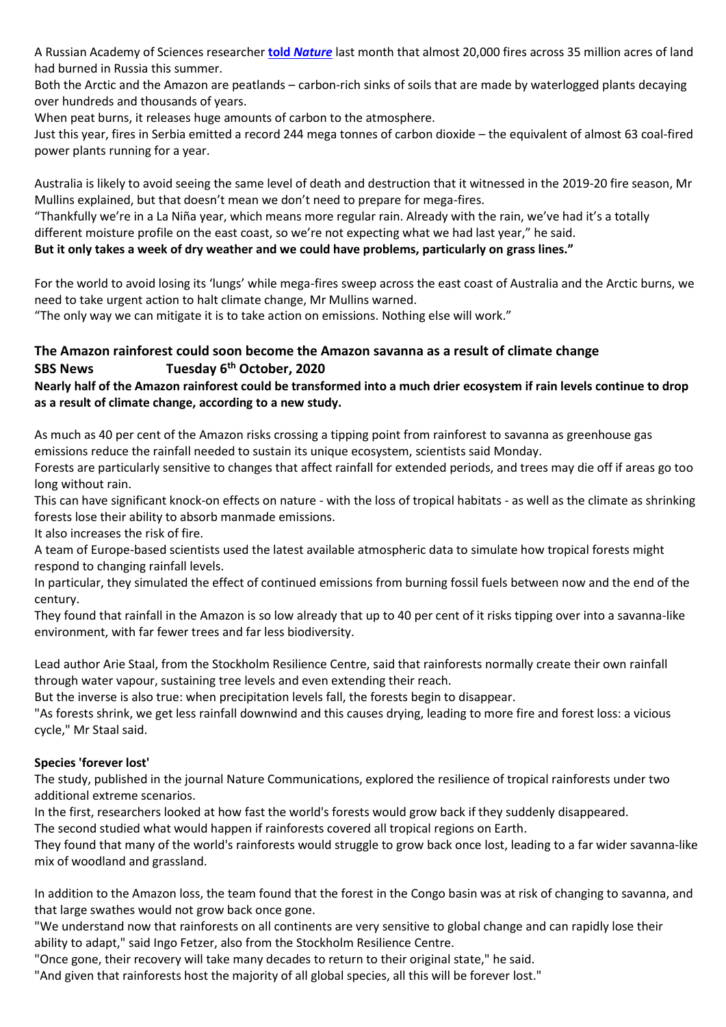A Russian Academy of Sciences researcher **[told *Nature*](#)** last month that almost 20,000 fires across 35 million acres of land had burned in Russia this summer.

Both the Arctic and the Amazon are peatlands – carbon-rich sinks of soils that are made by waterlogged plants decaying over hundreds and thousands of years.

When peat burns, it releases huge amounts of carbon to the atmosphere.

Just this year, fires in Serbia emitted a record 244 mega tonnes of carbon dioxide – the equivalent of almost 63 coal-fired power plants running for a year.

Australia is likely to avoid seeing the same level of death and destruction that it witnessed in the 2019-20 fire season, Mr Mullins explained, but that doesn't mean we don't need to prepare for mega-fires.

"Thankfully we're in a La Niña year, which means more regular rain. Already with the rain, we've had it's a totally different moisture profile on the east coast, so we're not expecting what we had last year," he said.

**But it only takes a week of dry weather and we could have problems, particularly on grass lines."**

For the world to avoid losing its 'lungs' while mega-fires sweep across the east coast of Australia and the Arctic burns, we need to take urgent action to halt climate change, Mr Mullins warned.

"The only way we can mitigate it is to take action on emissions. Nothing else will work."

## The Amazon rainforest could soon become the Amazon savanna as a result of climate change

**SBS News Tuesday 6th October, 2020**

**Nearly half of the Amazon rainforest could be transformed into a much drier ecosystem if rain levels continue to drop as a result of climate change, according to a new study.**

As much as 40 per cent of the Amazon risks crossing a tipping point from rainforest to savanna as greenhouse gas emissions reduce the rainfall needed to sustain its unique ecosystem, scientists said Monday.

Forests are particularly sensitive to changes that affect rainfall for extended periods, and trees may die off if areas go too long without rain.

This can have significant knock-on effects on nature - with the loss of tropical habitats - as well as the climate as shrinking forests lose their ability to absorb manmade emissions.

It also increases the risk of fire.

A team of Europe-based scientists used the latest available atmospheric data to simulate how tropical forests might respond to changing rainfall levels.

In particular, they simulated the effect of continued emissions from burning fossil fuels between now and the end of the century.

They found that rainfall in the Amazon is so low already that up to 40 per cent of it risks tipping over into a savanna-like environment, with far fewer trees and far less biodiversity.

Lead author Arie Staal, from the Stockholm Resilience Centre, said that rainforests normally create their own rainfall through water vapour, sustaining tree levels and even extending their reach.

But the inverse is also true: when precipitation levels fall, the forests begin to disappear.

"As forests shrink, we get less rainfall downwind and this causes drying, leading to more fire and forest loss: a vicious cycle," Mr Staal said.

**Species 'forever lost'**

The study, published in the journal Nature Communications, explored the resilience of tropical rainforests under two additional extreme scenarios.

In the first, researchers looked at how fast the world's forests would grow back if they suddenly disappeared.

The second studied what would happen if rainforests covered all tropical regions on Earth.

They found that many of the world's rainforests would struggle to grow back once lost, leading to a far wider savanna-like mix of woodland and grassland.

In addition to the Amazon loss, the team found that the forest in the Congo basin was at risk of changing to savanna, and that large swathes would not grow back once gone.

"We understand now that rainforests on all continents are very sensitive to global change and can rapidly lose their ability to adapt," said Ingo Fetzer, also from the Stockholm Resilience Centre.

"Once gone, their recovery will take many decades to return to their original state," he said.

"And given that rainforests host the majority of all global species, all this will be forever lost."